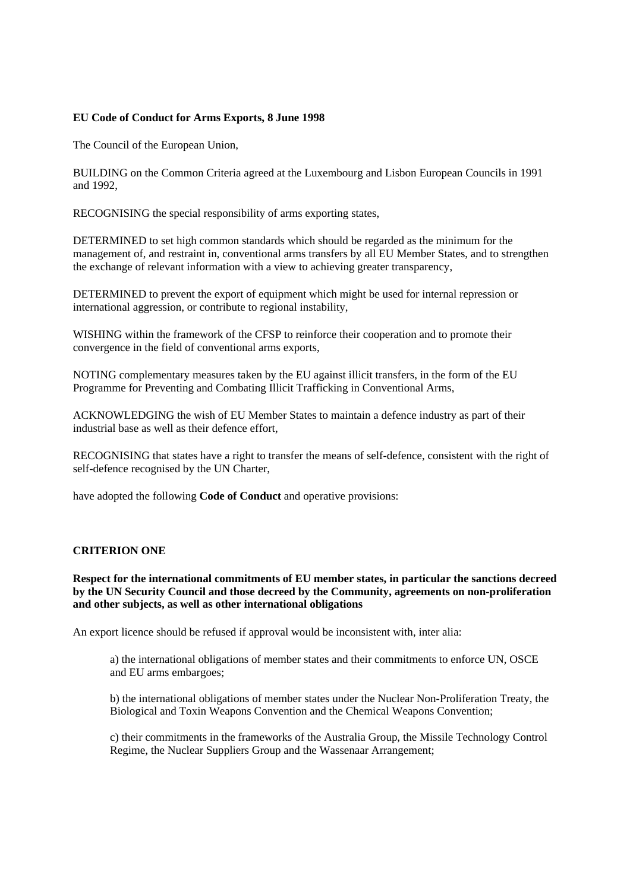**EU Code of Conduct for Arms Exports, 8 June 1998**

The Council of the European Union,

BUILDING on the Common Criteria agreed at the Luxembourg and Lisbon European Councils in 1991 and 1992,

RECOGNISING the special responsibility of arms exporting states,

DETERMINED to set high common standards which should be regarded as the minimum for the management of, and restraint in, conventional arms transfers by all EU Member States, and to strengthen the exchange of relevant information with a view to achieving greater transparency,

DETERMINED to prevent the export of equipment which might be used for internal repression or international aggression, or contribute to regional instability,

WISHING within the framework of the CFSP to reinforce their cooperation and to promote their convergence in the field of conventional arms exports,

NOTING complementary measures taken by the EU against illicit transfers, in the form of the EU Programme for Preventing and Combating Illicit Trafficking in Conventional Arms,

ACKNOWLEDGING the wish of EU Member States to maintain a defence industry as part of their industrial base as well as their defence effort,

RECOGNISING that states have a right to transfer the means of self-defence, consistent with the right of self-defence recognised by the UN Charter,

have adopted the following **Code of Conduct** and operative provisions:

**CRITERION ONE**

**Respect for the international commitments of EU member states, in particular the sanctions decreed by the UN Security Council and those decreed by the Community, agreements on non-proliferation and other subjects, as well as other international obligations**

An export licence should be refused if approval would be inconsistent with, inter alia:

a) the international obligations of member states and their commitments to enforce UN, OSCE and EU arms embargoes;

b) the international obligations of member states under the Nuclear Non-Proliferation Treaty, the Biological and Toxin Weapons Convention and the Chemical Weapons Convention;

c) their commitments in the frameworks of the Australia Group, the Missile Technology Control Regime, the Nuclear Suppliers Group and the Wassenaar Arrangement;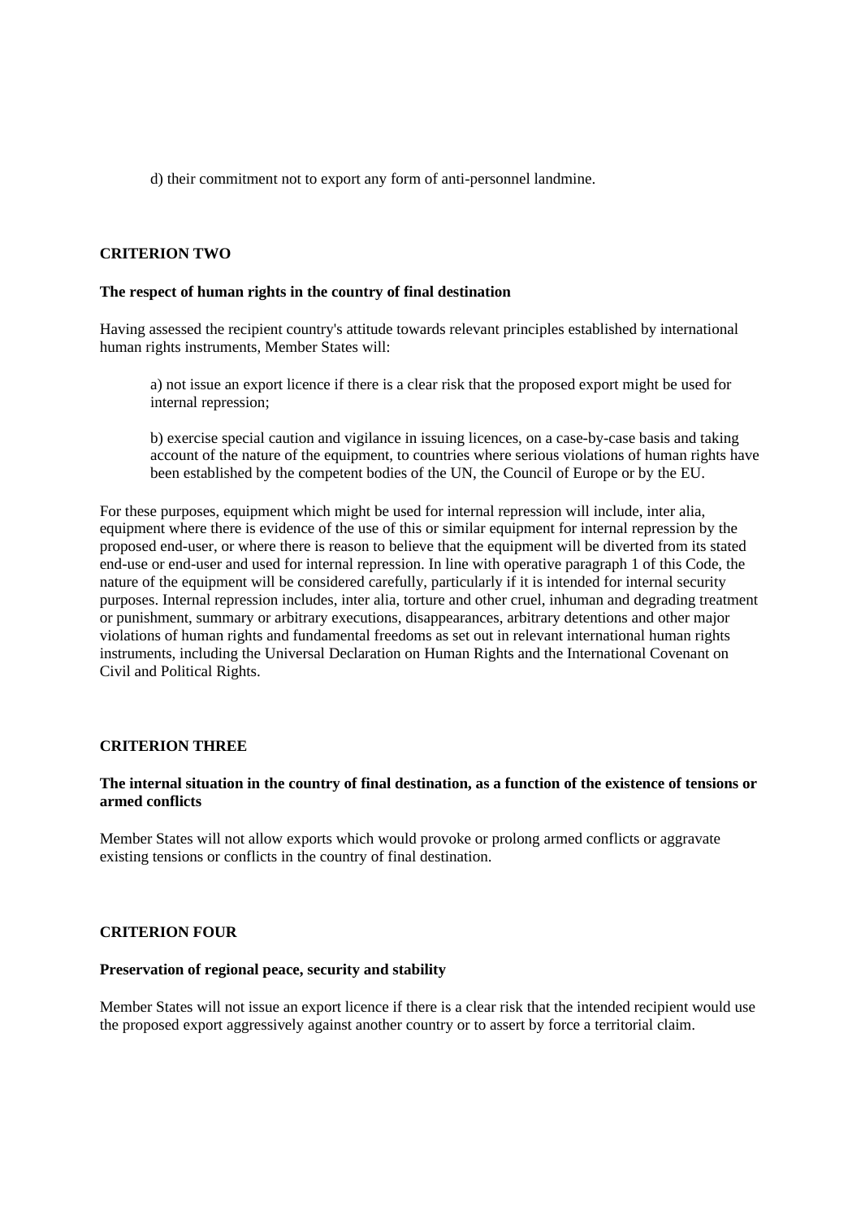d) their commitment not to export any form of anti-personnel landmine.

**CRITERION TWO**

**The respect of human rights in the country of final destination**

Having assessed the recipient country's attitude towards relevant principles established by international human rights instruments, Member States will:

a) not issue an export licence if there is a clear risk that the proposed export might be used for internal repression;

b) exercise special caution and vigilance in issuing licences, on a case-by-case basis and taking account of the nature of the equipment, to countries where serious violations of human rights have been established by the competent bodies of the UN, the Council of Europe or by the EU.

For these purposes, equipment which might be used for internal repression will include, inter alia, equipment where there is evidence of the use of this or similar equipment for internal repression by the proposed end-user, or where there is reason to believe that the equipment will be diverted from its stated end-use or end-user and used for internal repression. In line with operative paragraph 1 of this Code, the nature of the equipment will be considered carefully, particularly if it is intended for internal security purposes. Internal repression includes, inter alia, torture and other cruel, inhuman and degrading treatment or punishment, summary or arbitrary executions, disappearances, arbitrary detentions and other major violations of human rights and fundamental freedoms as set out in relevant international human rights instruments, including the Universal Declaration on Human Rights and the International Covenant on Civil and Political Rights.

**CRITERION THREE**

**The internal situation in the country of final destination, as a function of the existence of tensions or armed conflicts**

Member States will not allow exports which would provoke or prolong armed conflicts or aggravate existing tensions or conflicts in the country of final destination.

**CRITERION FOUR**

**Preservation of regional peace, security and stability**

Member States will not issue an export licence if there is a clear risk that the intended recipient would use the proposed export aggressively against another country or to assert by force a territorial claim.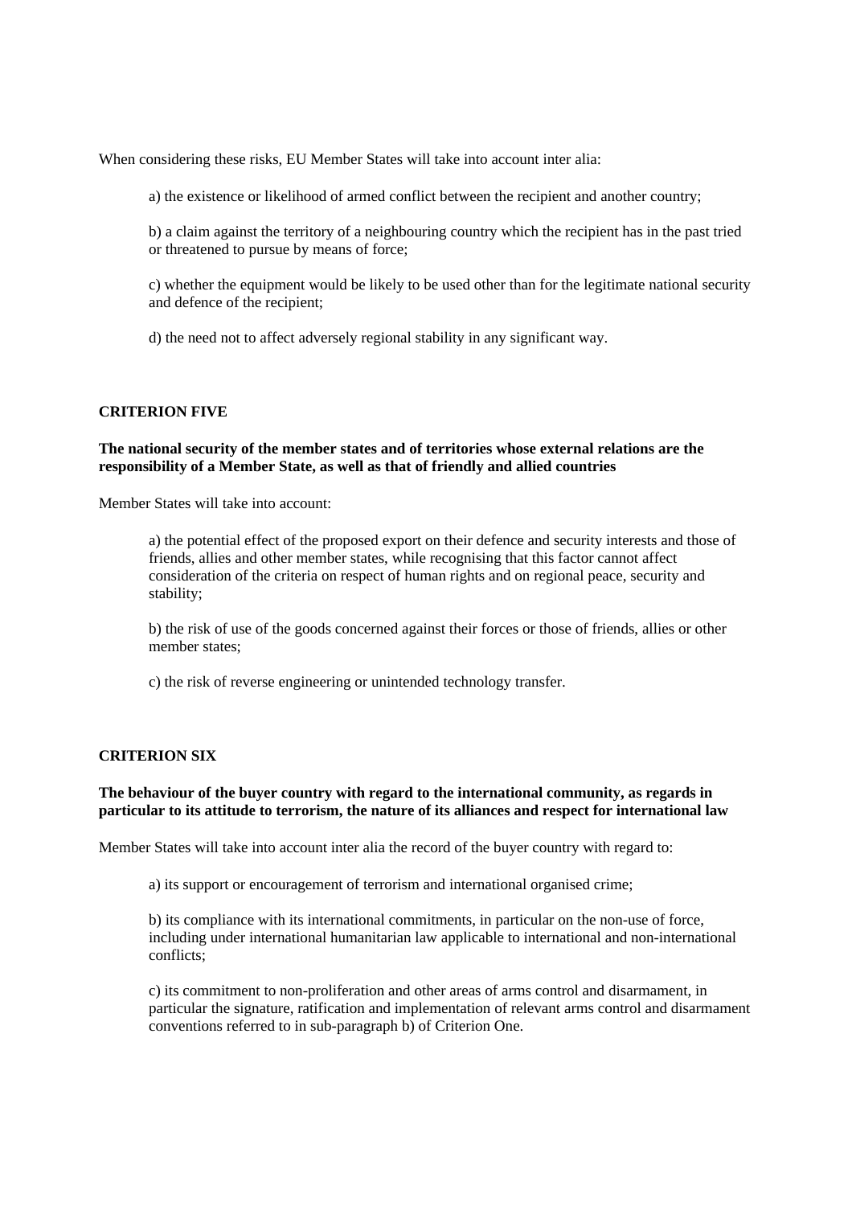When considering these risks, EU Member States will take into account inter alia:

a) the existence or likelihood of armed conflict between the recipient and another country;

b) a claim against the territory of a neighbouring country which the recipient has in the past tried or threatened to pursue by means of force;

c) whether the equipment would be likely to be used other than for the legitimate national security and defence of the recipient;

d) the need not to affect adversely regional stability in any significant way.

**CRITERION FIVE**

**The national security of the member states and of territories whose external relations are the responsibility of a Member State, as well as that of friendly and allied countries**

Member States will take into account:

a) the potential effect of the proposed export on their defence and security interests and those of friends, allies and other member states, while recognising that this factor cannot affect consideration of the criteria on respect of human rights and on regional peace, security and stability;

b) the risk of use of the goods concerned against their forces or those of friends, allies or other member states;

c) the risk of reverse engineering or unintended technology transfer.

**CRITERION SIX**

**The behaviour of the buyer country with regard to the international community, as regards in particular to its attitude to terrorism, the nature of its alliances and respect for international law**

Member States will take into account inter alia the record of the buyer country with regard to:

a) its support or encouragement of terrorism and international organised crime;

b) its compliance with its international commitments, in particular on the non-use of force, including under international humanitarian law applicable to international and non-international conflicts;

c) its commitment to non-proliferation and other areas of arms control and disarmament, in particular the signature, ratification and implementation of relevant arms control and disarmament conventions referred to in sub-paragraph b) of Criterion One.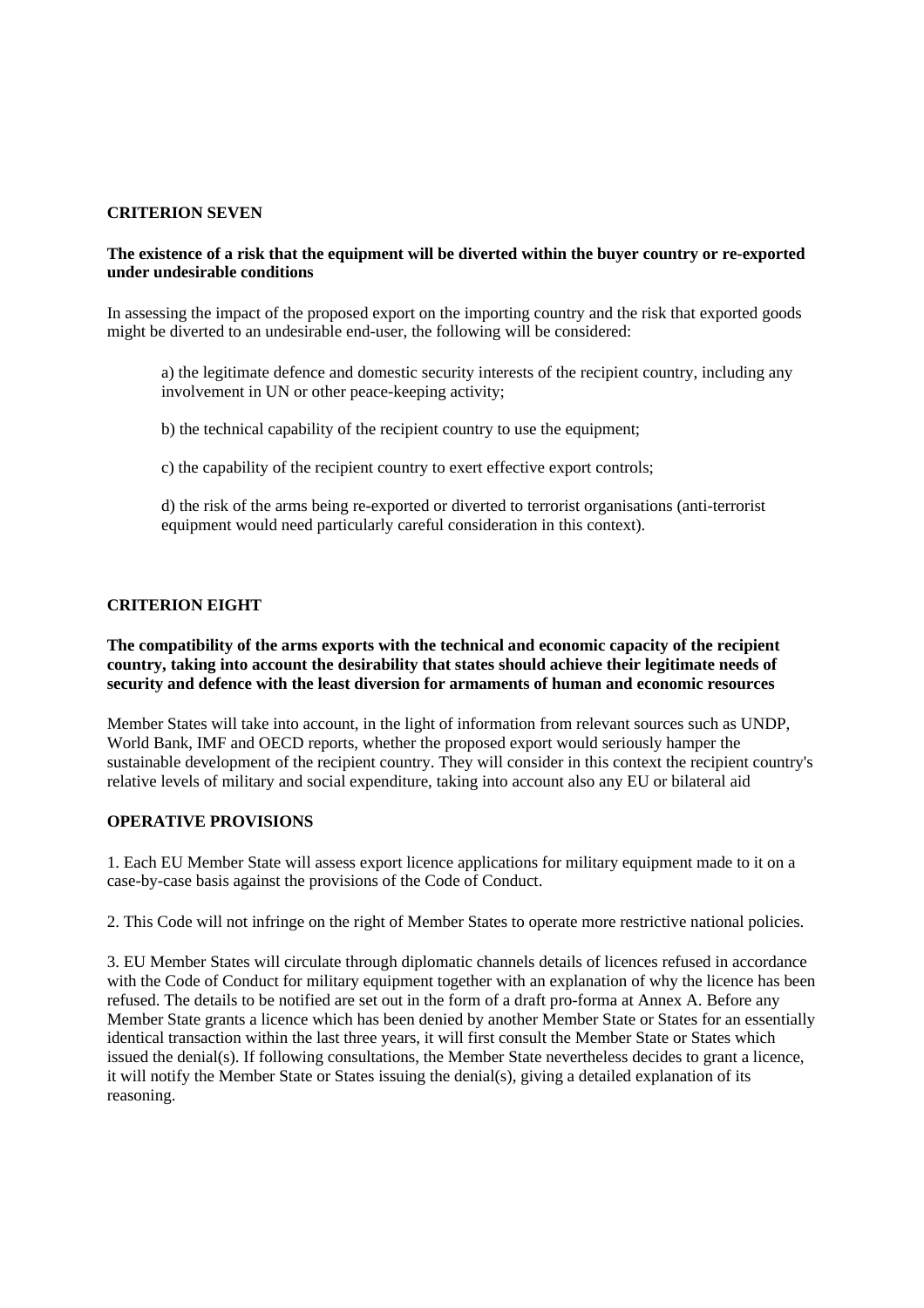**CRITERION SEVEN**

**The existence of a risk that the equipment will be diverted within the buyer country or re-exported under undesirable conditions**

In assessing the impact of the proposed export on the importing country and the risk that exported goods might be diverted to an undesirable end-user, the following will be considered:

a) the legitimate defence and domestic security interests of the recipient country, including any involvement in UN or other peace-keeping activity;

b) the technical capability of the recipient country to use the equipment;

c) the capability of the recipient country to exert effective export controls;

d) the risk of the arms being re-exported or diverted to terrorist organisations (anti-terrorist equipment would need particularly careful consideration in this context).

**CRITERION EIGHT**

**The compatibility of the arms exports with the technical and economic capacity of the recipient country, taking into account the desirability that states should achieve their legitimate needs of security and defence with the least diversion for armaments of human and economic resources**

Member States will take into account, in the light of information from relevant sources such as UNDP, World Bank, IMF and OECD reports, whether the proposed export would seriously hamper the sustainable development of the recipient country. They will consider in this context the recipient country's relative levels of military and social expenditure, taking into account also any EU or bilateral aid

**OPERATIVE PROVISIONS**

1. Each EU Member State will assess export licence applications for military equipment made to it on a case-by-case basis against the provisions of the Code of Conduct.

2. This Code will not infringe on the right of Member States to operate more restrictive national policies.

3. EU Member States will circulate through diplomatic channels details of licences refused in accordance with the Code of Conduct for military equipment together with an explanation of why the licence has been refused. The details to be notified are set out in the form of a draft pro-forma at Annex A. Before any Member State grants a licence which has been denied by another Member State or States for an essentially identical transaction within the last three years, it will first consult the Member State or States which issued the denial(s). If following consultations, the Member State nevertheless decides to grant a licence, it will notify the Member State or States issuing the denial(s), giving a detailed explanation of its reasoning.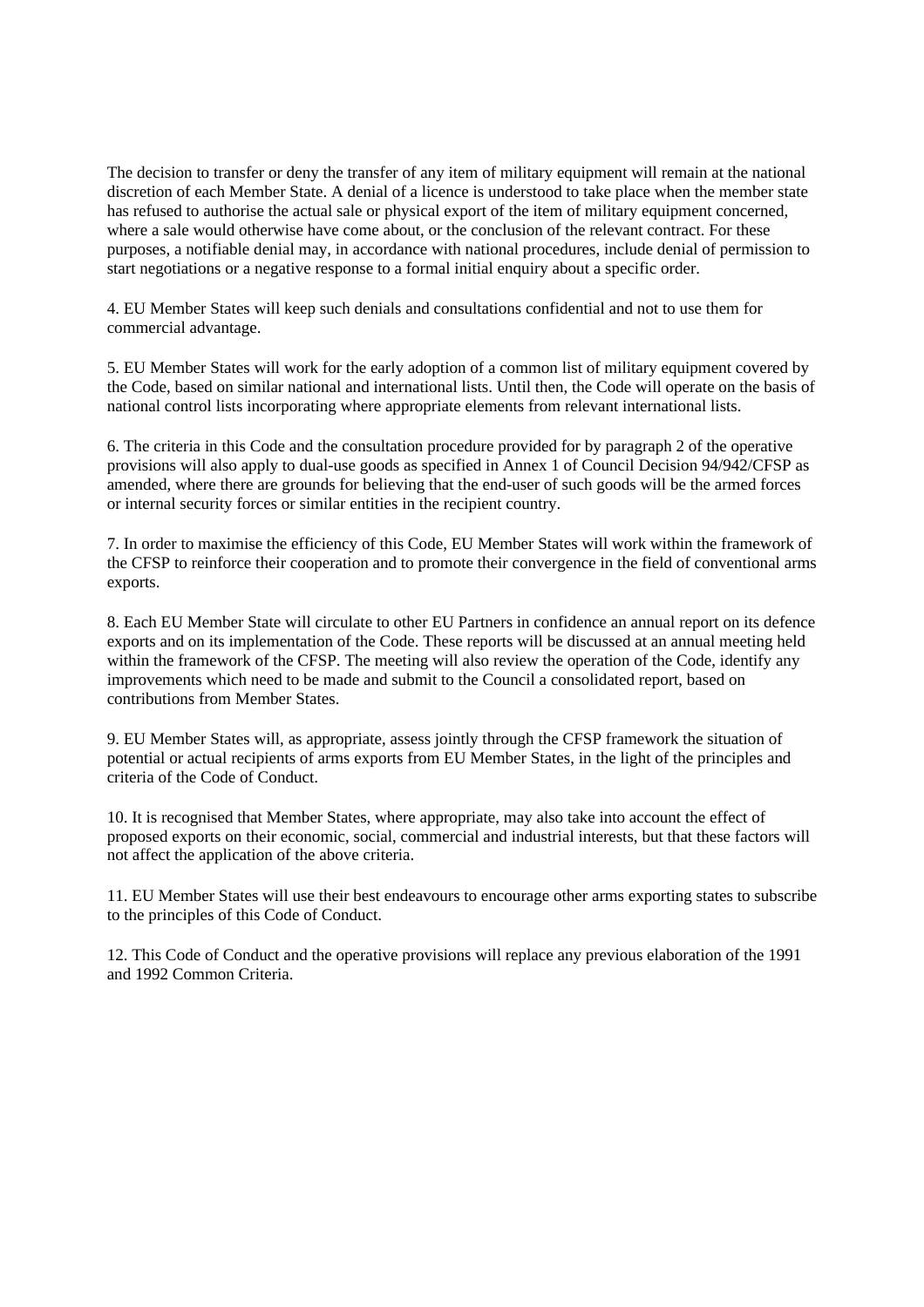The decision to transfer or deny the transfer of any item of military equipment will remain at the national discretion of each Member State. A denial of a licence is understood to take place when the member state has refused to authorise the actual sale or physical export of the item of military equipment concerned, where a sale would otherwise have come about, or the conclusion of the relevant contract. For these purposes, a notifiable denial may, in accordance with national procedures, include denial of permission to start negotiations or a negative response to a formal initial enquiry about a specific order.

4. EU Member States will keep such denials and consultations confidential and not to use them for commercial advantage.

5. EU Member States will work for the early adoption of a common list of military equipment covered by the Code, based on similar national and international lists. Until then, the Code will operate on the basis of national control lists incorporating where appropriate elements from relevant international lists.

6. The criteria in this Code and the consultation procedure provided for by paragraph 2 of the operative provisions will also apply to dual-use goods as specified in Annex 1 of Council Decision 94/942/CFSP as amended, where there are grounds for believing that the end-user of such goods will be the armed forces or internal security forces or similar entities in the recipient country.

7. In order to maximise the efficiency of this Code, EU Member States will work within the framework of the CFSP to reinforce their cooperation and to promote their convergence in the field of conventional arms exports.

8. Each EU Member State will circulate to other EU Partners in confidence an annual report on its defence exports and on its implementation of the Code. These reports will be discussed at an annual meeting held within the framework of the CFSP. The meeting will also review the operation of the Code, identify any improvements which need to be made and submit to the Council a consolidated report, based on contributions from Member States.

9. EU Member States will, as appropriate, assess jointly through the CFSP framework the situation of potential or actual recipients of arms exports from EU Member States, in the light of the principles and criteria of the Code of Conduct.

10. It is recognised that Member States, where appropriate, may also take into account the effect of proposed exports on their economic, social, commercial and industrial interests, but that these factors will not affect the application of the above criteria.

11. EU Member States will use their best endeavours to encourage other arms exporting states to subscribe to the principles of this Code of Conduct.

12. This Code of Conduct and the operative provisions will replace any previous elaboration of the 1991 and 1992 Common Criteria.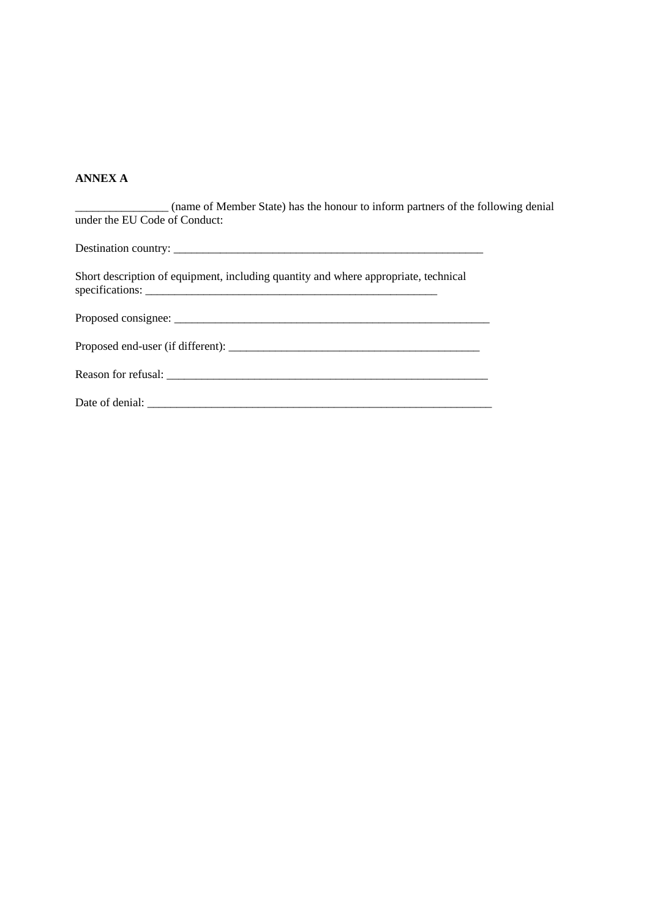**ANNEX A**

________________ (name of Member State) has the honour to inform partners of the following denial under the EU Code of Conduct:

Destination country: ________________________________________________________

Short description of equipment, including quantity and where appropriate, technical specifications: ____________________________________________________

Proposed consignee: _________________________________________________________

Proposed end-user (if different): _____________________________________________

Reason for refusal: __________________________________________________________

Date of denial: ______________________________________________________________